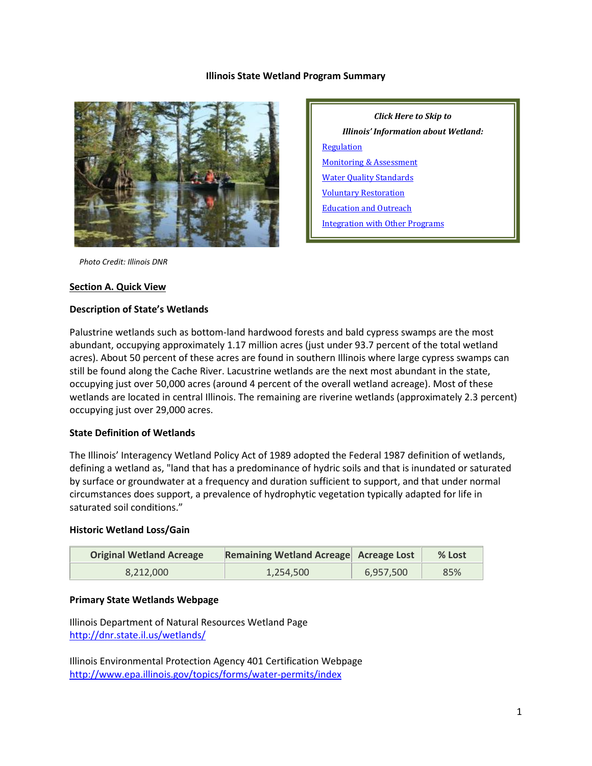# Illinois State Wetland Program Summary

*Click Here to Skip to*

***Illinois' Information about Wetland:***

[Regulation](#)

[Monitoring & Assessment](#)

[Water Quality Standards](#)

[Voluntary Restoration](#)

[Education and Outreach](#)

[Integration with Other Programs](#)

*Photo Credit: Illinois DNR*

## Section A. Quick View

### Description of State's Wetlands

Palustrine wetlands such as bottom-land hardwood forests and bald cypress swamps are the most abundant, occupying approximately 1.17 million acres (just under 93.7 percent of the total wetland acres). About 50 percent of these acres are found in southern Illinois where large cypress swamps can still be found along the Cache River. Lacustrine wetlands are the next most abundant in the state, occupying just over 50,000 acres (around 4 percent of the overall wetland acreage). Most of these wetlands are located in central Illinois. The remaining are riverine wetlands (approximately 2.3 percent) occupying just over 29,000 acres.

### State Definition of Wetlands

The Illinois' Interagency Wetland Policy Act of 1989 adopted the Federal 1987 definition of wetlands, defining a wetland as, "land that has a predominance of hydric soils and that is inundated or saturated by surface or groundwater at a frequency and duration sufficient to support, and that under normal circumstances does support, a prevalence of hydrophytic vegetation typically adapted for life in saturated soil conditions."

### Historic Wetland Loss/Gain

| Original Wetland Acreage | Remaining Wetland Acreage | Acreage Lost | % Lost |
|---|---|---|---|
| 8,212,000 | 1,254,500 | 6,957,500 | 85% |

### Primary State Wetlands Webpage

Illinois Department of Natural Resources Wetland Page
[http://dnr.state.il.us/wetlands/](http://dnr.state.il.us/wetlands/)

Illinois Environmental Protection Agency 401 Certification Webpage
[http://www.epa.illinois.gov/topics/forms/water-permits/index](http://www.epa.illinois.gov/topics/forms/water-permits/index)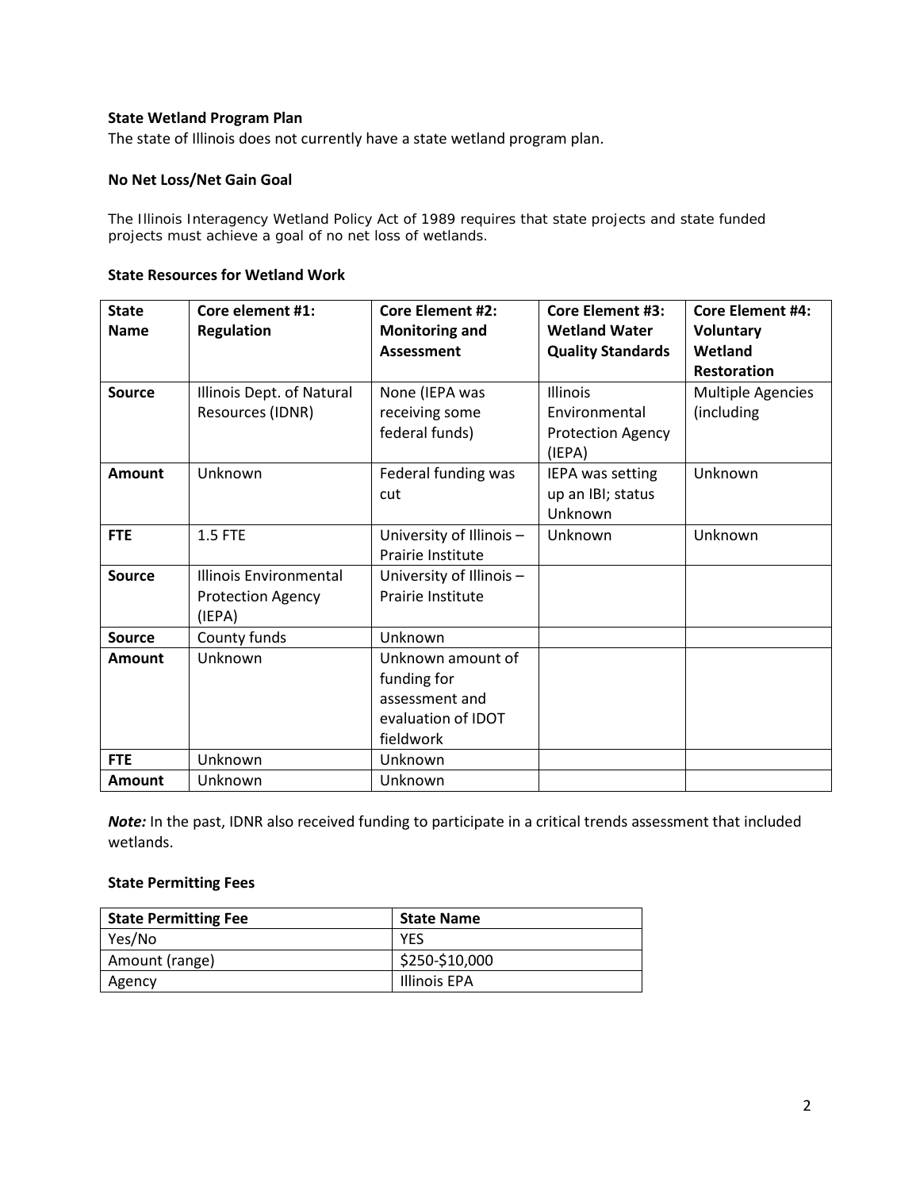### State Wetland Program Plan

The state of Illinois does not currently have a state wetland program plan.

### No Net Loss/Net Gain Goal

The Illinois Interagency Wetland Policy Act of 1989 requires that state projects and state funded projects must achieve a goal of no net loss of wetlands.

### State Resources for Wetland Work

| State Name | Core element #1: Regulation | Core Element #2: Monitoring and Assessment | Core Element #3: Wetland Water Quality Standards | Core Element #4: Voluntary Wetland Restoration |
|---|---|---|---|---|
| **Source** | Illinois Dept. of Natural Resources (IDNR) | None (IEPA was receiving some federal funds) | Illinois Environmental Protection Agency (IEPA) | Multiple Agencies (including |
| **Amount** | Unknown | Federal funding was cut | IEPA was setting up an IBI; status Unknown | Unknown |
| **FTE** | 1.5 FTE | University of Illinois – Prairie Institute | Unknown | Unknown |
| **Source** | Illinois Environmental Protection Agency (IEPA) | University of Illinois – Prairie Institute | | |
| **Source** | County funds | Unknown | | |
| **Amount** | Unknown | Unknown amount of funding for assessment and evaluation of IDOT fieldwork | | |
| **FTE** | Unknown | Unknown | | |
| **Amount** | Unknown | Unknown | | |

***Note:*** In the past, IDNR also received funding to participate in a critical trends assessment that included wetlands.

### State Permitting Fees

| State Permitting Fee | State Name |
|---|---|
| Yes/No | YES |
| Amount (range) | $250-$10,000 |
| Agency | Illinois EPA |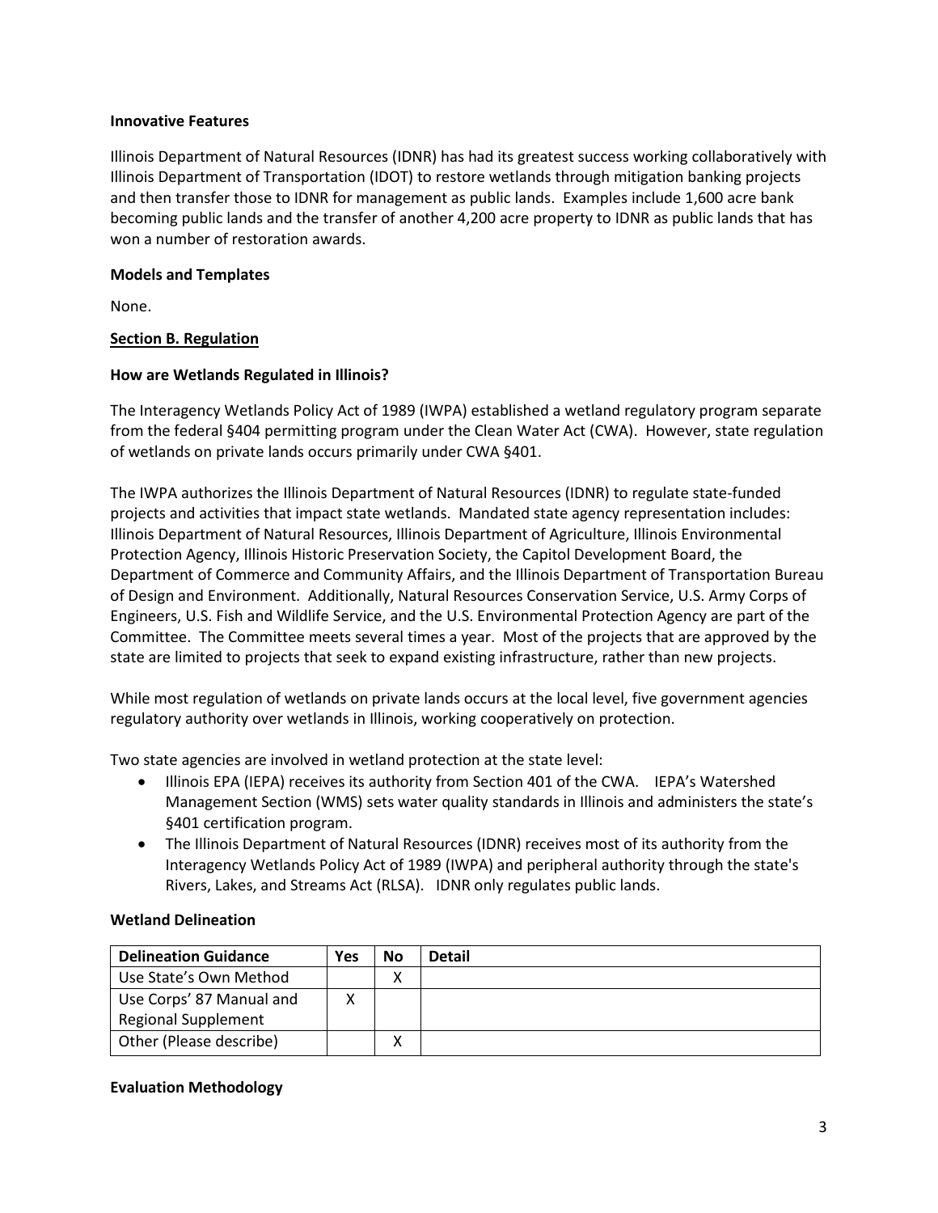**Innovative Features**

Illinois Department of Natural Resources (IDNR) has had its greatest success working collaboratively with Illinois Department of Transportation (IDOT) to restore wetlands through mitigation banking projects and then transfer those to IDNR for management as public lands. Examples include 1,600 acre bank becoming public lands and the transfer of another 4,200 acre property to IDNR as public lands that has won a number of restoration awards.

**Models and Templates**

None.

**Section B. Regulation**

**How are Wetlands Regulated in Illinois?**

The Interagency Wetlands Policy Act of 1989 (IWPA) established a wetland regulatory program separate from the federal §404 permitting program under the Clean Water Act (CWA). However, state regulation of wetlands on private lands occurs primarily under CWA §401.

The IWPA authorizes the Illinois Department of Natural Resources (IDNR) to regulate state-funded projects and activities that impact state wetlands. Mandated state agency representation includes: Illinois Department of Natural Resources, Illinois Department of Agriculture, Illinois Environmental Protection Agency, Illinois Historic Preservation Society, the Capitol Development Board, the Department of Commerce and Community Affairs, and the Illinois Department of Transportation Bureau of Design and Environment. Additionally, Natural Resources Conservation Service, U.S. Army Corps of Engineers, U.S. Fish and Wildlife Service, and the U.S. Environmental Protection Agency are part of the Committee. The Committee meets several times a year. Most of the projects that are approved by the state are limited to projects that seek to expand existing infrastructure, rather than new projects.

While most regulation of wetlands on private lands occurs at the local level, five government agencies regulatory authority over wetlands in Illinois, working cooperatively on protection.

Two state agencies are involved in wetland protection at the state level:

- Illinois EPA (IEPA) receives its authority from Section 401 of the CWA. IEPA's Watershed Management Section (WMS) sets water quality standards in Illinois and administers the state's §401 certification program.
- The Illinois Department of Natural Resources (IDNR) receives most of its authority from the Interagency Wetlands Policy Act of 1989 (IWPA) and peripheral authority through the state's Rivers, Lakes, and Streams Act (RLSA). IDNR only regulates public lands.

**Wetland Delineation**

| Delineation Guidance | Yes | No | Detail |
|---|---|---|---|
| Use State's Own Method | | X | |
| Use Corps' 87 Manual and Regional Supplement | X | | |
| Other (Please describe) | | X | |

**Evaluation Methodology**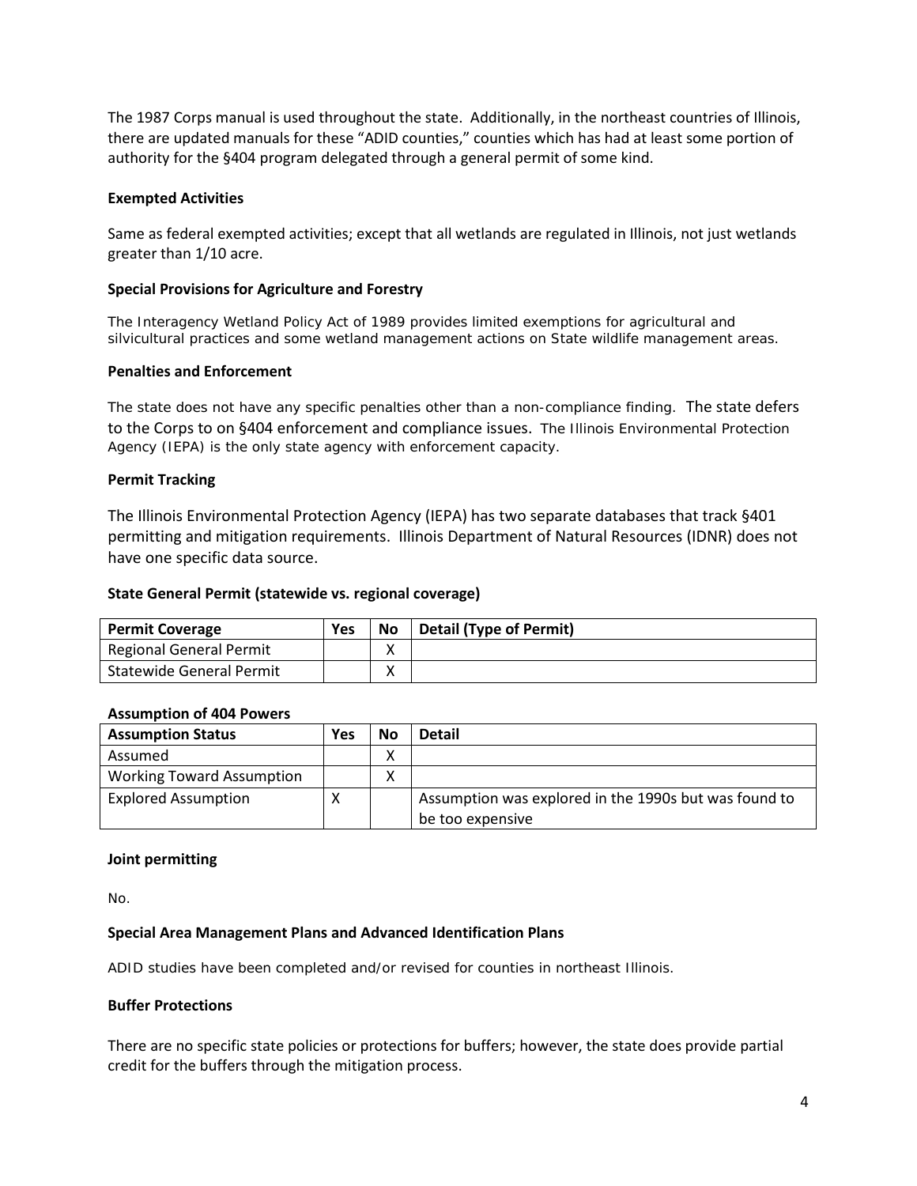The 1987 Corps manual is used throughout the state. Additionally, in the northeast countries of Illinois, there are updated manuals for these "ADID counties," counties which has had at least some portion of authority for the §404 program delegated through a general permit of some kind.

**Exempted Activities**

Same as federal exempted activities; except that all wetlands are regulated in Illinois, not just wetlands greater than 1/10 acre.

**Special Provisions for Agriculture and Forestry**

The Interagency Wetland Policy Act of 1989 provides limited exemptions for agricultural and silvicultural practices and some wetland management actions on State wildlife management areas.

**Penalties and Enforcement**

The state does not have any specific penalties other than a non-compliance finding. The state defers to the Corps to on §404 enforcement and compliance issues. The Illinois Environmental Protection Agency (IEPA) is the only state agency with enforcement capacity.

**Permit Tracking**

The Illinois Environmental Protection Agency (IEPA) has two separate databases that track §401 permitting and mitigation requirements. Illinois Department of Natural Resources (IDNR) does not have one specific data source.

**State General Permit (statewide vs. regional coverage)**

| Permit Coverage | Yes | No | Detail (Type of Permit) |
|---|---|---|---|
| Regional General Permit | | X | |
| Statewide General Permit | | X | |

**Assumption of 404 Powers**

| Assumption Status | Yes | No | Detail |
|---|---|---|---|
| Assumed | | X | |
| Working Toward Assumption | | X | |
| Explored Assumption | X | | Assumption was explored in the 1990s but was found to be too expensive |

**Joint permitting**

No.

**Special Area Management Plans and Advanced Identification Plans**

ADID studies have been completed and/or revised for counties in northeast Illinois.

**Buffer Protections**

There are no specific state policies or protections for buffers; however, the state does provide partial credit for the buffers through the mitigation process.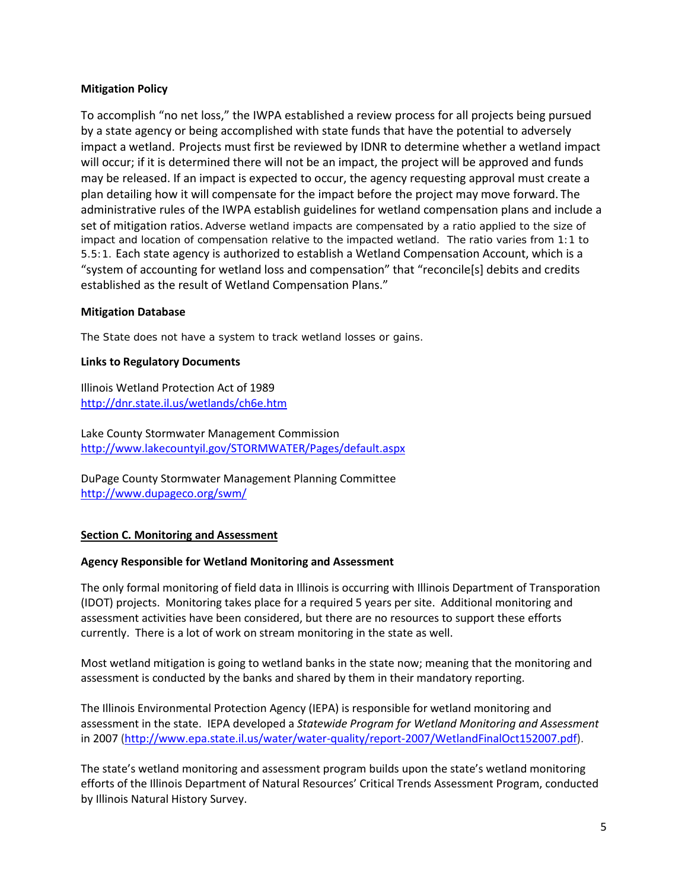**Mitigation Policy**

To accomplish "no net loss," the IWPA established a review process for all projects being pursued by a state agency or being accomplished with state funds that have the potential to adversely impact a wetland. Projects must first be reviewed by IDNR to determine whether a wetland impact will occur; if it is determined there will not be an impact, the project will be approved and funds may be released. If an impact is expected to occur, the agency requesting approval must create a plan detailing how it will compensate for the impact before the project may move forward. The administrative rules of the IWPA establish guidelines for wetland compensation plans and include a set of mitigation ratios. Adverse wetland impacts are compensated by a ratio applied to the size of impact and location of compensation relative to the impacted wetland. The ratio varies from 1:1 to 5.5:1. Each state agency is authorized to establish a Wetland Compensation Account, which is a "system of accounting for wetland loss and compensation" that "reconcile[s] debits and credits established as the result of Wetland Compensation Plans."

**Mitigation Database**

The State does not have a system to track wetland losses or gains.

**Links to Regulatory Documents**

Illinois Wetland Protection Act of 1989
http://dnr.state.il.us/wetlands/ch6e.htm

Lake County Stormwater Management Commission
http://www.lakecountyil.gov/STORMWATER/Pages/default.aspx

DuPage County Stormwater Management Planning Committee
http://www.dupageco.org/swm/

## Section C. Monitoring and Assessment

**Agency Responsible for Wetland Monitoring and Assessment**

The only formal monitoring of field data in Illinois is occurring with Illinois Department of Transporation (IDOT) projects. Monitoring takes place for a required 5 years per site. Additional monitoring and assessment activities have been considered, but there are no resources to support these efforts currently. There is a lot of work on stream monitoring in the state as well.

Most wetland mitigation is going to wetland banks in the state now; meaning that the monitoring and assessment is conducted by the banks and shared by them in their mandatory reporting.

The Illinois Environmental Protection Agency (IEPA) is responsible for wetland monitoring and assessment in the state. IEPA developed a *Statewide Program for Wetland Monitoring and Assessment* in 2007 (http://www.epa.state.il.us/water/water-quality/report-2007/WetlandFinalOct152007.pdf).

The state's wetland monitoring and assessment program builds upon the state's wetland monitoring efforts of the Illinois Department of Natural Resources' Critical Trends Assessment Program, conducted by Illinois Natural History Survey.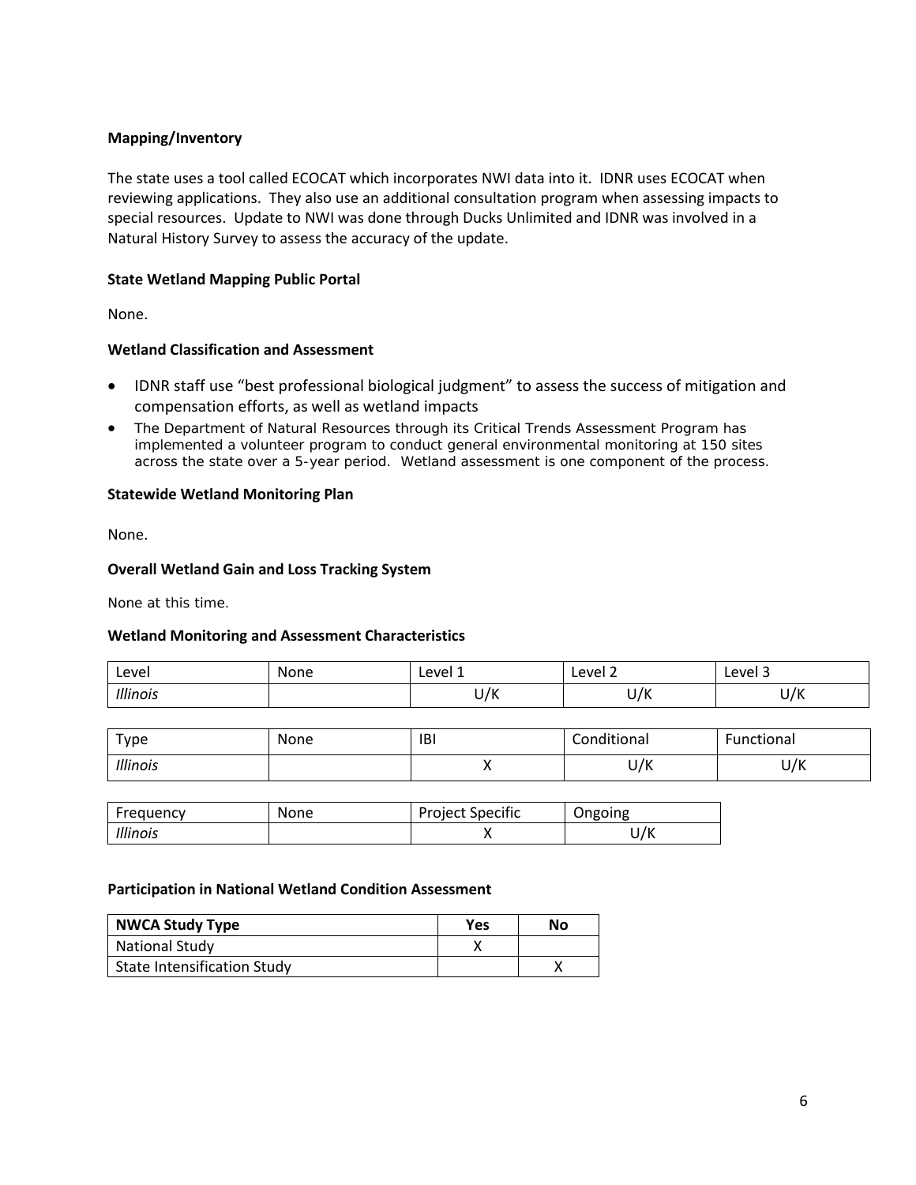**Mapping/Inventory**

The state uses a tool called ECOCAT which incorporates NWI data into it. IDNR uses ECOCAT when reviewing applications. They also use an additional consultation program when assessing impacts to special resources. Update to NWI was done through Ducks Unlimited and IDNR was involved in a Natural History Survey to assess the accuracy of the update.

**State Wetland Mapping Public Portal**

None.

**Wetland Classification and Assessment**

- IDNR staff use "best professional biological judgment" to assess the success of mitigation and compensation efforts, as well as wetland impacts
- The Department of Natural Resources through its Critical Trends Assessment Program has implemented a volunteer program to conduct general environmental monitoring at 150 sites across the state over a 5-year period. Wetland assessment is one component of the process.

**Statewide Wetland Monitoring Plan**

None.

**Overall Wetland Gain and Loss Tracking System**

None at this time.

**Wetland Monitoring and Assessment Characteristics**

| Level | None | Level 1 | Level 2 | Level 3 |
|---|---|---|---|---|
| *Illinois* | | U/K | U/K | U/K |

| Type | None | IBI | Conditional | Functional |
|---|---|---|---|---|
| *Illinois* | | X | U/K | U/K |

| Frequency | None | Project Specific | Ongoing |
|---|---|---|---|
| *Illinois* | | X | U/K |

**Participation in National Wetland Condition Assessment**

| **NWCA Study Type** | **Yes** | **No** |
|---|---|---|
| National Study | X | |
| State Intensification Study | | X |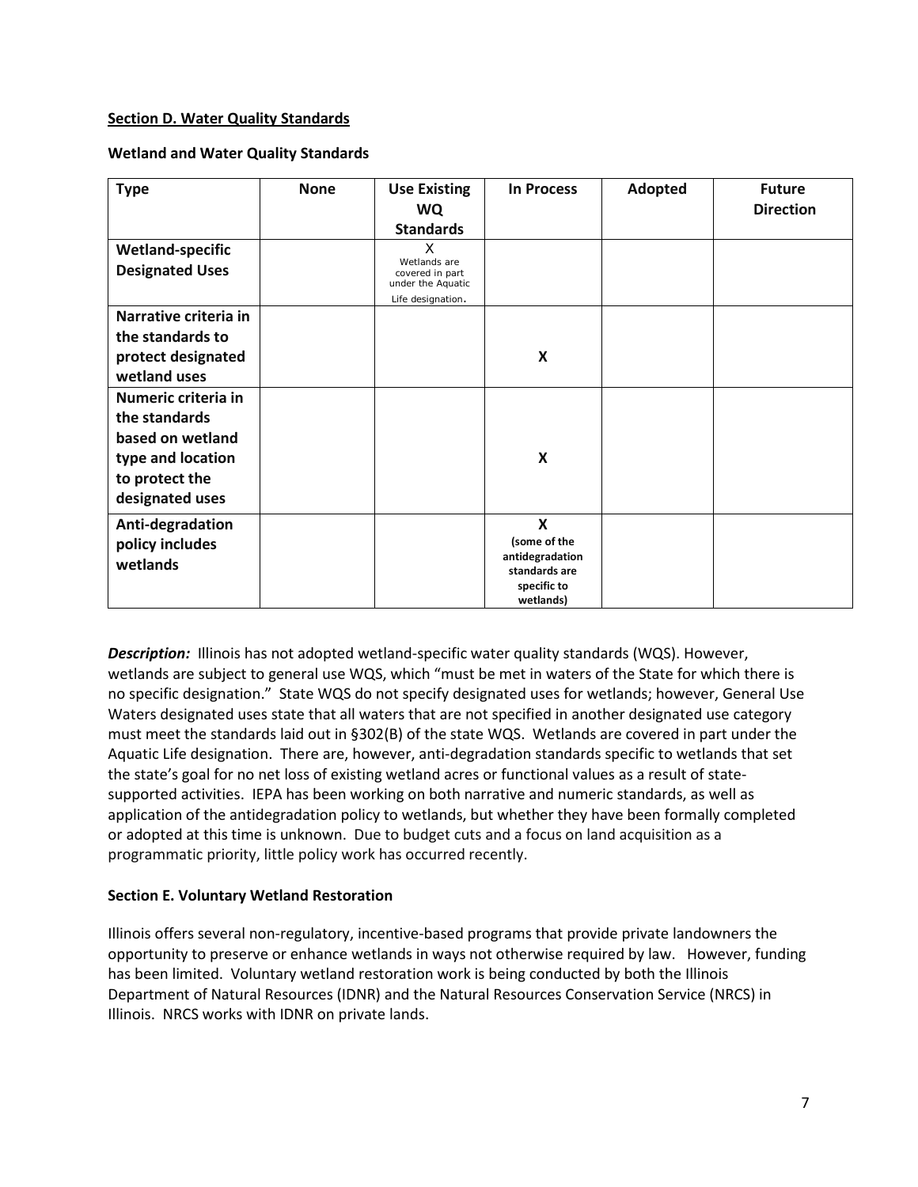**Section D. Water Quality Standards**

**Wetland and Water Quality Standards**

| Type | None | Use Existing WQ Standards | In Process | Adopted | Future Direction |
|---|---|---|---|---|---|
| **Wetland-specific Designated Uses** | | X Wetlands are covered in part under the Aquatic Life designation. | | | |
| **Narrative criteria in the standards to protect designated wetland uses** | | | **X** | | |
| **Numeric criteria in the standards based on wetland type and location to protect the designated uses** | | | **X** | | |
| **Anti-degradation policy includes wetlands** | | | **X (some of the antidegradation standards are specific to wetlands)** | | |

***Description:*** Illinois has not adopted wetland-specific water quality standards (WQS). However, wetlands are subject to general use WQS, which "must be met in waters of the State for which there is no specific designation." State WQS do not specify designated uses for wetlands; however, General Use Waters designated uses state that all waters that are not specified in another designated use category must meet the standards laid out in §302(B) of the state WQS. Wetlands are covered in part under the Aquatic Life designation. There are, however, anti-degradation standards specific to wetlands that set the state's goal for no net loss of existing wetland acres or functional values as a result of state-supported activities. IEPA has been working on both narrative and numeric standards, as well as application of the antidegradation policy to wetlands, but whether they have been formally completed or adopted at this time is unknown. Due to budget cuts and a focus on land acquisition as a programmatic priority, little policy work has occurred recently.

**Section E. Voluntary Wetland Restoration**

Illinois offers several non-regulatory, incentive-based programs that provide private landowners the opportunity to preserve or enhance wetlands in ways not otherwise required by law. However, funding has been limited. Voluntary wetland restoration work is being conducted by both the Illinois Department of Natural Resources (IDNR) and the Natural Resources Conservation Service (NRCS) in Illinois. NRCS works with IDNR on private lands.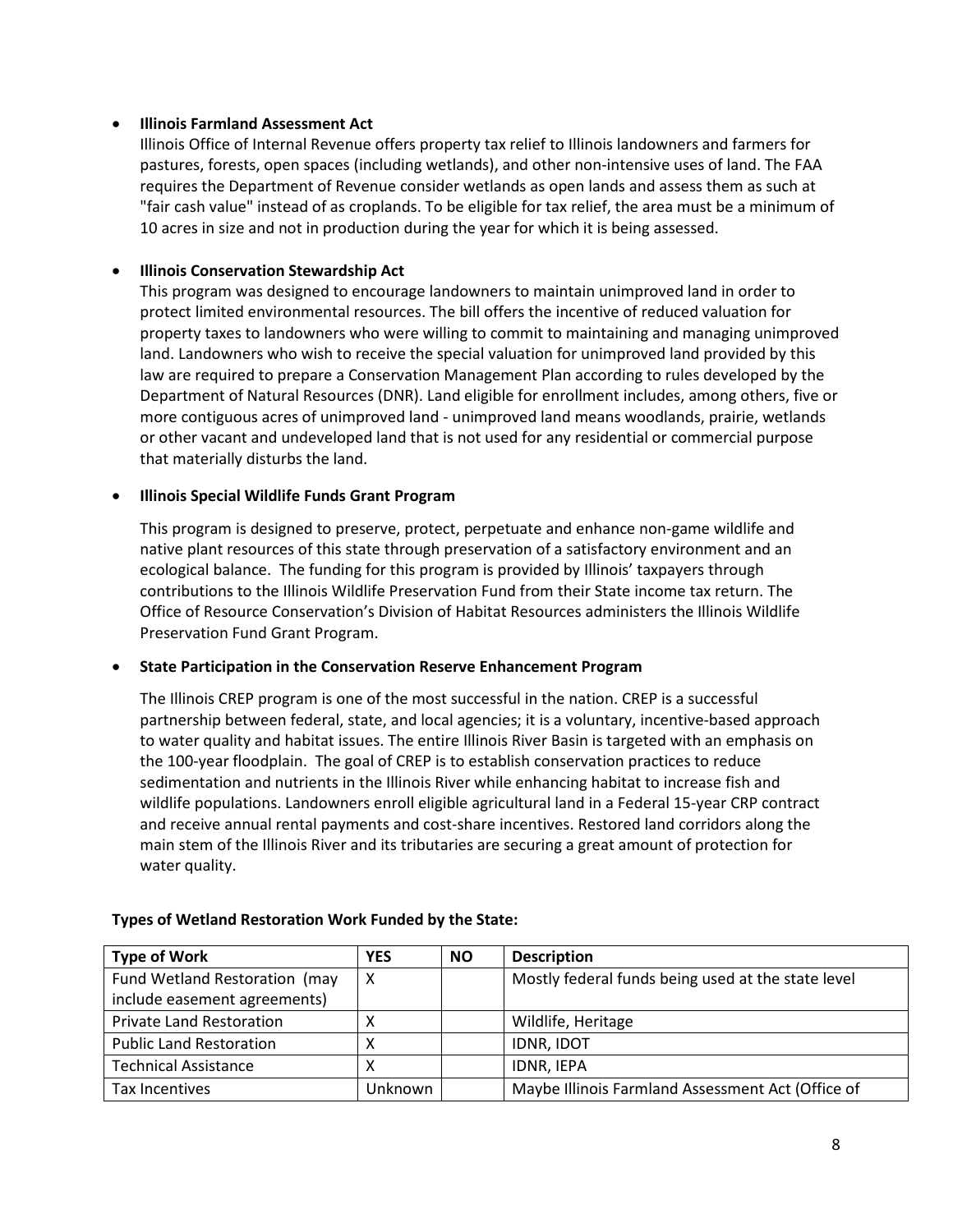- **Illinois Farmland Assessment Act**
  Illinois Office of Internal Revenue offers property tax relief to Illinois landowners and farmers for pastures, forests, open spaces (including wetlands), and other non-intensive uses of land. The FAA requires the Department of Revenue consider wetlands as open lands and assess them as such at "fair cash value" instead of as croplands. To be eligible for tax relief, the area must be a minimum of 10 acres in size and not in production during the year for which it is being assessed.

- **Illinois Conservation Stewardship Act**
  This program was designed to encourage landowners to maintain unimproved land in order to protect limited environmental resources. The bill offers the incentive of reduced valuation for property taxes to landowners who were willing to commit to maintaining and managing unimproved land. Landowners who wish to receive the special valuation for unimproved land provided by this law are required to prepare a Conservation Management Plan according to rules developed by the Department of Natural Resources (DNR). Land eligible for enrollment includes, among others, five or more contiguous acres of unimproved land - unimproved land means woodlands, prairie, wetlands or other vacant and undeveloped land that is not used for any residential or commercial purpose that materially disturbs the land.

- **Illinois Special Wildlife Funds Grant Program**

  This program is designed to preserve, protect, perpetuate and enhance non-game wildlife and native plant resources of this state through preservation of a satisfactory environment and an ecological balance. The funding for this program is provided by Illinois' taxpayers through contributions to the Illinois Wildlife Preservation Fund from their State income tax return. The Office of Resource Conservation's Division of Habitat Resources administers the Illinois Wildlife Preservation Fund Grant Program.

- **State Participation in the Conservation Reserve Enhancement Program**

  The Illinois CREP program is one of the most successful in the nation. CREP is a successful partnership between federal, state, and local agencies; it is a voluntary, incentive-based approach to water quality and habitat issues. The entire Illinois River Basin is targeted with an emphasis on the 100-year floodplain. The goal of CREP is to establish conservation practices to reduce sedimentation and nutrients in the Illinois River while enhancing habitat to increase fish and wildlife populations. Landowners enroll eligible agricultural land in a Federal 15-year CRP contract and receive annual rental payments and cost-share incentives. Restored land corridors along the main stem of the Illinois River and its tributaries are securing a great amount of protection for water quality.

**Types of Wetland Restoration Work Funded by the State:**

| Type of Work | YES | NO | Description |
|---|---|---|---|
| Fund Wetland Restoration (may include easement agreements) | X | | Mostly federal funds being used at the state level |
| Private Land Restoration | X | | Wildlife, Heritage |
| Public Land Restoration | X | | IDNR, IDOT |
| Technical Assistance | X | | IDNR, IEPA |
| Tax Incentives | Unknown | | Maybe Illinois Farmland Assessment Act (Office of |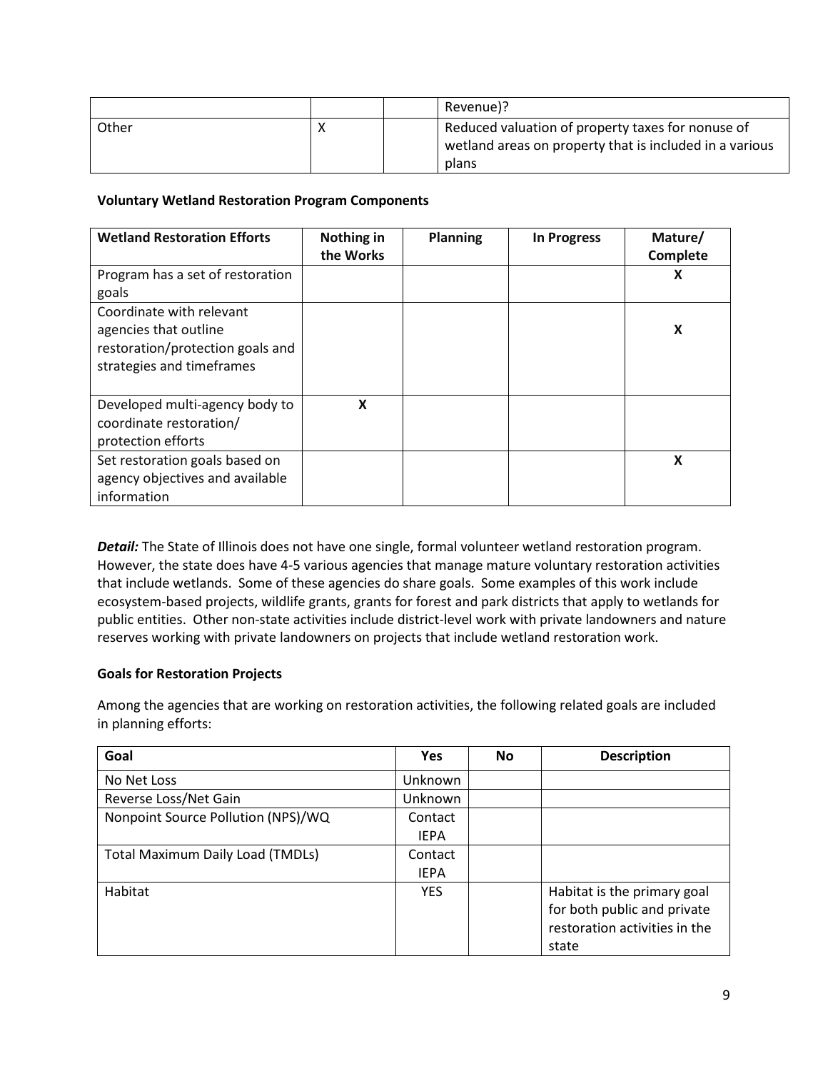|  |  |  | Revenue)? |
| --- | --- | --- | --- |
| Other | X |  | Reduced valuation of property taxes for nonuse of wetland areas on property that is included in a various plans |

**Voluntary Wetland Restoration Program Components**

| Wetland Restoration Efforts | Nothing in the Works | Planning | In Progress | Mature/ Complete |
| --- | --- | --- | --- | --- |
| Program has a set of restoration goals |  |  |  | X |
| Coordinate with relevant agencies that outline restoration/protection goals and strategies and timeframes |  |  |  | X |
| Developed multi-agency body to coordinate restoration/ protection efforts | X |  |  |  |
| Set restoration goals based on agency objectives and available information |  |  |  | X |

***Detail:*** The State of Illinois does not have one single, formal volunteer wetland restoration program. However, the state does have 4-5 various agencies that manage mature voluntary restoration activities that include wetlands. Some of these agencies do share goals. Some examples of this work include ecosystem-based projects, wildlife grants, grants for forest and park districts that apply to wetlands for public entities. Other non-state activities include district-level work with private landowners and nature reserves working with private landowners on projects that include wetland restoration work.

**Goals for Restoration Projects**

Among the agencies that are working on restoration activities, the following related goals are included in planning efforts:

| Goal | Yes | No | Description |
| --- | --- | --- | --- |
| No Net Loss | Unknown |  |  |
| Reverse Loss/Net Gain | Unknown |  |  |
| Nonpoint Source Pollution (NPS)/WQ | Contact IEPA |  |  |
| Total Maximum Daily Load (TMDLs) | Contact IEPA |  |  |
| Habitat | YES |  | Habitat is the primary goal for both public and private restoration activities in the state |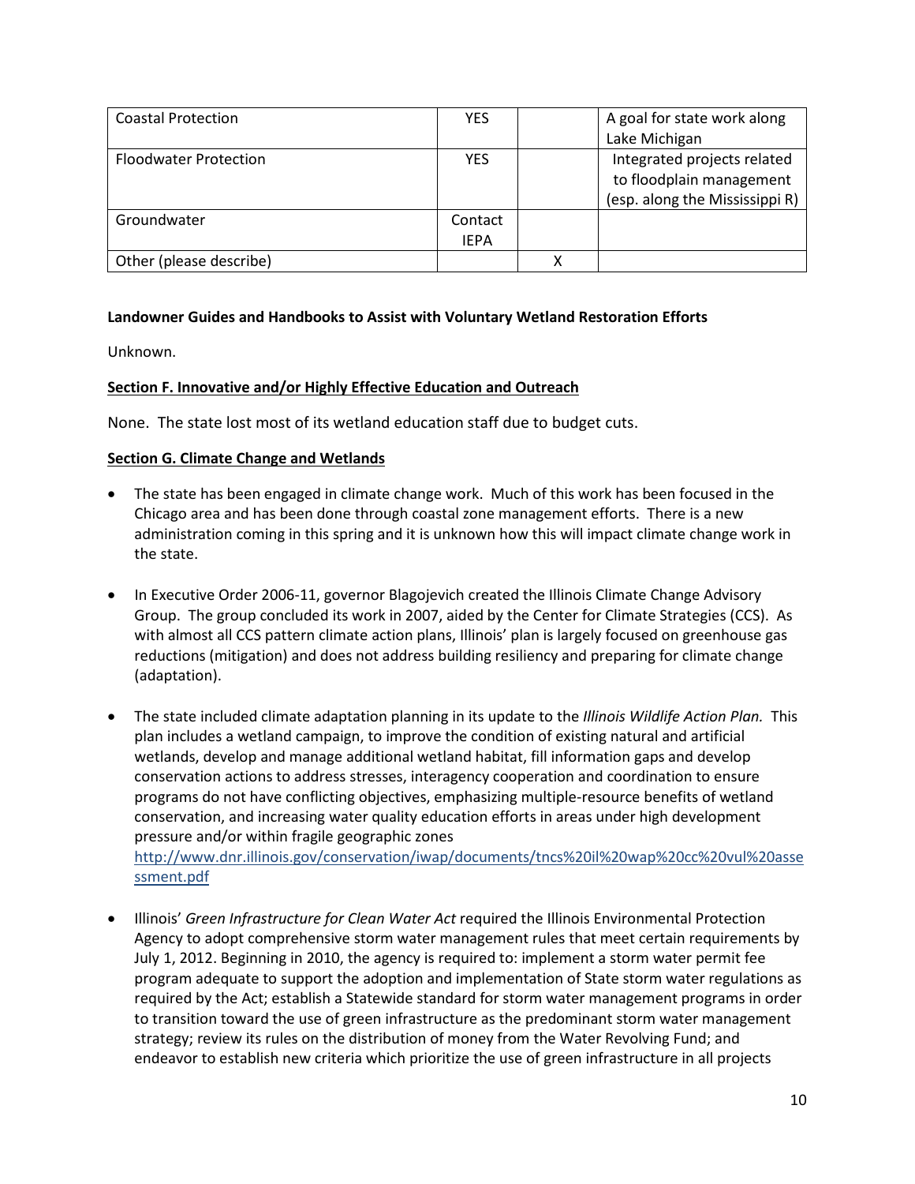| Coastal Protection | YES | | A goal for state work along Lake Michigan |
|---|---|---|---|
| Floodwater Protection | YES | | Integrated projects related to floodplain management (esp. along the Mississippi R) |
| Groundwater | Contact IEPA | | |
| Other (please describe) | | X | |

**Landowner Guides and Handbooks to Assist with Voluntary Wetland Restoration Efforts**

Unknown.

**Section F. Innovative and/or Highly Effective Education and Outreach**

None. The state lost most of its wetland education staff due to budget cuts.

**Section G. Climate Change and Wetlands**

- The state has been engaged in climate change work. Much of this work has been focused in the Chicago area and has been done through coastal zone management efforts. There is a new administration coming in this spring and it is unknown how this will impact climate change work in the state.

- In Executive Order 2006-11, governor Blagojevich created the Illinois Climate Change Advisory Group. The group concluded its work in 2007, aided by the Center for Climate Strategies (CCS). As with almost all CCS pattern climate action plans, Illinois' plan is largely focused on greenhouse gas reductions (mitigation) and does not address building resiliency and preparing for climate change (adaptation).

- The state included climate adaptation planning in its update to the *Illinois Wildlife Action Plan.* This plan includes a wetland campaign, to improve the condition of existing natural and artificial wetlands, develop and manage additional wetland habitat, fill information gaps and develop conservation actions to address stresses, interagency cooperation and coordination to ensure programs do not have conflicting objectives, emphasizing multiple-resource benefits of wetland conservation, and increasing water quality education efforts in areas under high development pressure and/or within fragile geographic zones http://www.dnr.illinois.gov/conservation/iwap/documents/tncs%20il%20wap%20cc%20vul%20assessment.pdf

- Illinois' *Green Infrastructure for Clean Water Act* required the Illinois Environmental Protection Agency to adopt comprehensive storm water management rules that meet certain requirements by July 1, 2012. Beginning in 2010, the agency is required to: implement a storm water permit fee program adequate to support the adoption and implementation of State storm water regulations as required by the Act; establish a Statewide standard for storm water management programs in order to transition toward the use of green infrastructure as the predominant storm water management strategy; review its rules on the distribution of money from the Water Revolving Fund; and endeavor to establish new criteria which prioritize the use of green infrastructure in all projects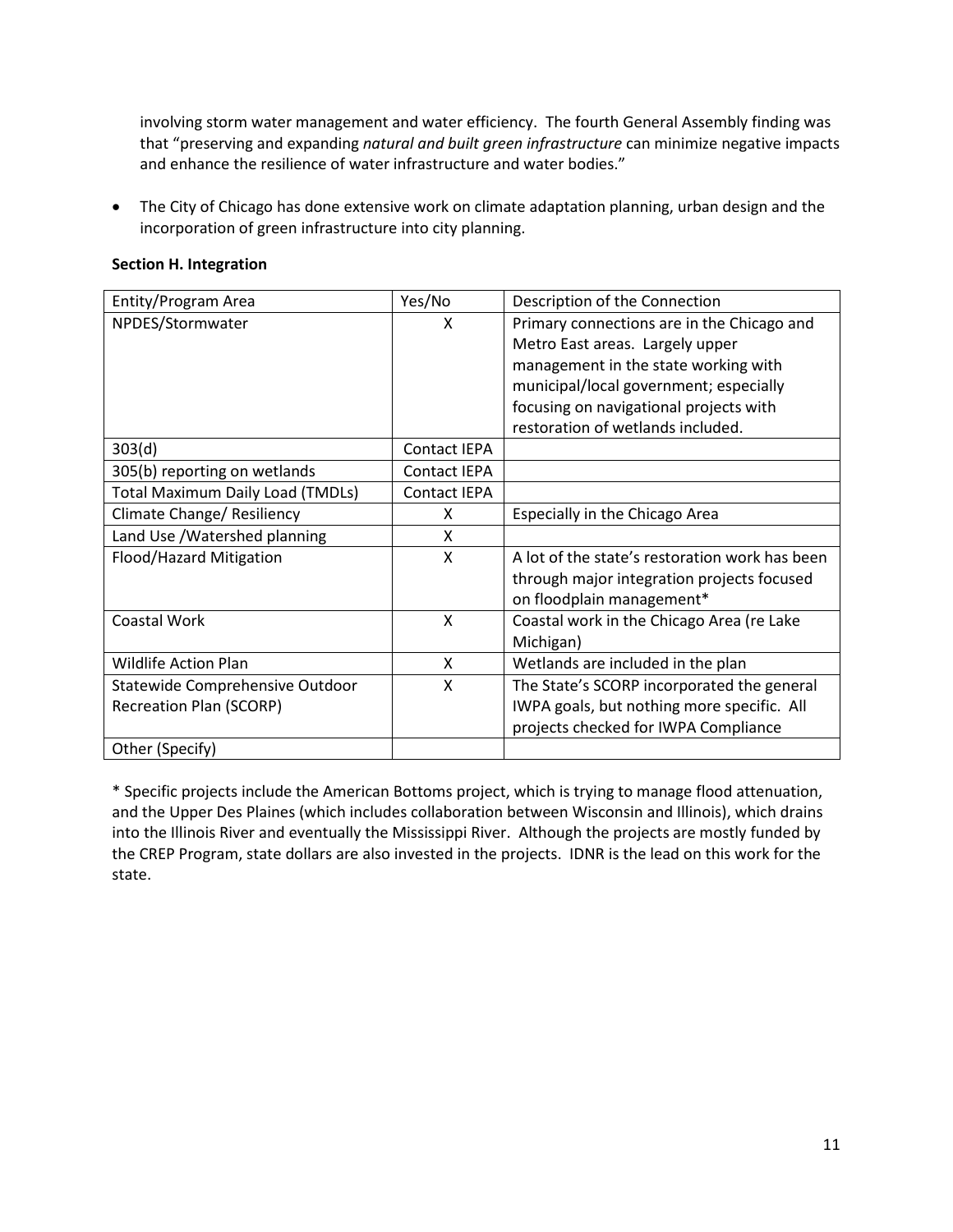involving storm water management and water efficiency. The fourth General Assembly finding was that "preserving and expanding *natural and built green infrastructure* can minimize negative impacts and enhance the resilience of water infrastructure and water bodies."

- The City of Chicago has done extensive work on climate adaptation planning, urban design and the incorporation of green infrastructure into city planning.

**Section H. Integration**

| Entity/Program Area | Yes/No | Description of the Connection |
|---|---|---|
| NPDES/Stormwater | X | Primary connections are in the Chicago and Metro East areas. Largely upper management in the state working with municipal/local government; especially focusing on navigational projects with restoration of wetlands included. |
| 303(d) | Contact IEPA | |
| 305(b) reporting on wetlands | Contact IEPA | |
| Total Maximum Daily Load (TMDLs) | Contact IEPA | |
| Climate Change/ Resiliency | X | Especially in the Chicago Area |
| Land Use /Watershed planning | X | |
| Flood/Hazard Mitigation | X | A lot of the state's restoration work has been through major integration projects focused on floodplain management* |
| Coastal Work | X | Coastal work in the Chicago Area (re Lake Michigan) |
| Wildlife Action Plan | X | Wetlands are included in the plan |
| Statewide Comprehensive Outdoor Recreation Plan (SCORP) | X | The State's SCORP incorporated the general IWPA goals, but nothing more specific. All projects checked for IWPA Compliance |
| Other (Specify) | | |

* Specific projects include the American Bottoms project, which is trying to manage flood attenuation, and the Upper Des Plaines (which includes collaboration between Wisconsin and Illinois), which drains into the Illinois River and eventually the Mississippi River. Although the projects are mostly funded by the CREP Program, state dollars are also invested in the projects. IDNR is the lead on this work for the state.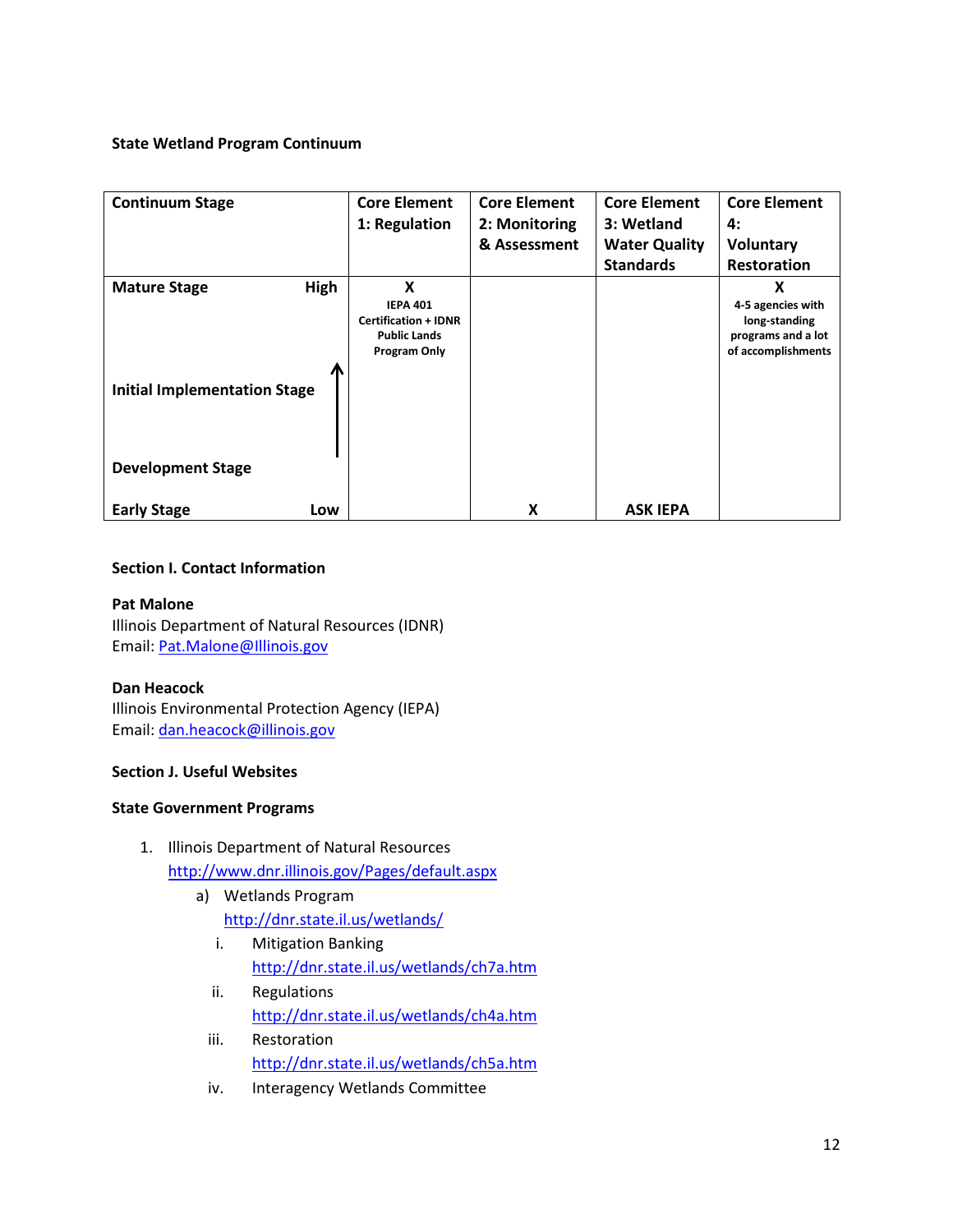**State Wetland Program Continuum**

| Continuum Stage | | Core Element 1: Regulation | Core Element 2: Monitoring & Assessment | Core Element 3: Wetland Water Quality Standards | Core Element 4: Voluntary Restoration |
|---|---|---|---|---|---|
| Mature Stage | High | X<br>IEPA 401 Certification + IDNR Public Lands Program Only | | | X<br>4-5 agencies with long-standing programs and a lot of accomplishments |
| Initial Implementation Stage | ↑ | | | | |
| Development Stage | | | | | |
| Early Stage | Low | | X | ASK IEPA | |

**Section I. Contact Information**

**Pat Malone**
Illinois Department of Natural Resources (IDNR)
Email: Pat.Malone@Illinois.gov

**Dan Heacock**
Illinois Environmental Protection Agency (IEPA)
Email: dan.heacock@illinois.gov

**Section J. Useful Websites**

**State Government Programs**

1. Illinois Department of Natural Resources
   http://www.dnr.illinois.gov/Pages/default.aspx
   a) Wetlands Program
      http://dnr.state.il.us/wetlands/
      i. Mitigation Banking
         http://dnr.state.il.us/wetlands/ch7a.htm
      ii. Regulations
         http://dnr.state.il.us/wetlands/ch4a.htm
      iii. Restoration
         http://dnr.state.il.us/wetlands/ch5a.htm
      iv. Interagency Wetlands Committee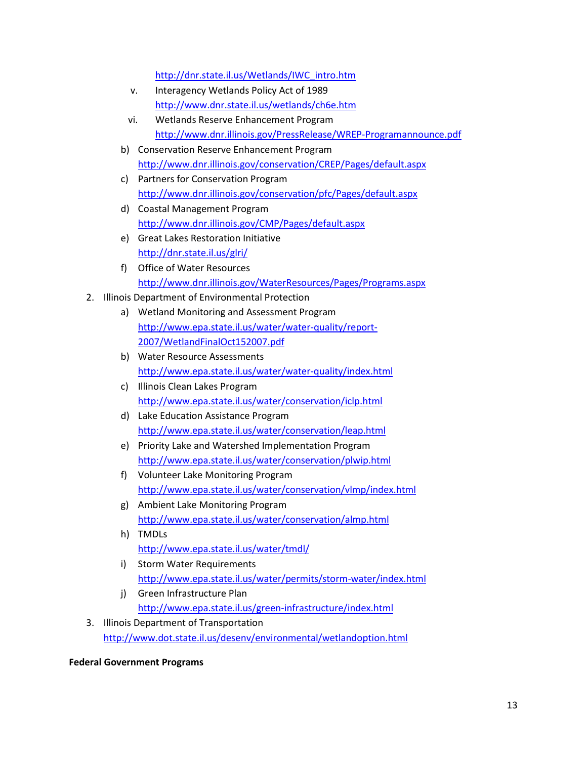http://dnr.state.il.us/Wetlands/IWC_intro.htm

v. Interagency Wetlands Policy Act of 1989
   http://www.dnr.state.il.us/wetlands/ch6e.htm

vi. Wetlands Reserve Enhancement Program
   http://www.dnr.illinois.gov/PressRelease/WREP-Programannounce.pdf

b) Conservation Reserve Enhancement Program
   http://www.dnr.illinois.gov/conservation/CREP/Pages/default.aspx

c) Partners for Conservation Program
   http://www.dnr.illinois.gov/conservation/pfc/Pages/default.aspx

d) Coastal Management Program
   http://www.dnr.illinois.gov/CMP/Pages/default.aspx

e) Great Lakes Restoration Initiative
   http://dnr.state.il.us/glri/

f) Office of Water Resources
   http://www.dnr.illinois.gov/WaterResources/Pages/Programs.aspx

2. Illinois Department of Environmental Protection

   a) Wetland Monitoring and Assessment Program
      http://www.epa.state.il.us/water/water-quality/report-2007/WetlandFinalOct152007.pdf

   b) Water Resource Assessments
      http://www.epa.state.il.us/water/water-quality/index.html

   c) Illinois Clean Lakes Program
      http://www.epa.state.il.us/water/conservation/iclp.html

   d) Lake Education Assistance Program
      http://www.epa.state.il.us/water/conservation/leap.html

   e) Priority Lake and Watershed Implementation Program
      http://www.epa.state.il.us/water/conservation/plwip.html

   f) Volunteer Lake Monitoring Program
      http://www.epa.state.il.us/water/conservation/vlmp/index.html

   g) Ambient Lake Monitoring Program
      http://www.epa.state.il.us/water/conservation/almp.html

   h) TMDLs
      http://www.epa.state.il.us/water/tmdl/

   i) Storm Water Requirements
      http://www.epa.state.il.us/water/permits/storm-water/index.html

   j) Green Infrastructure Plan
      http://www.epa.state.il.us/green-infrastructure/index.html

3. Illinois Department of Transportation
   http://www.dot.state.il.us/desenv/environmental/wetlandoption.html

**Federal Government Programs**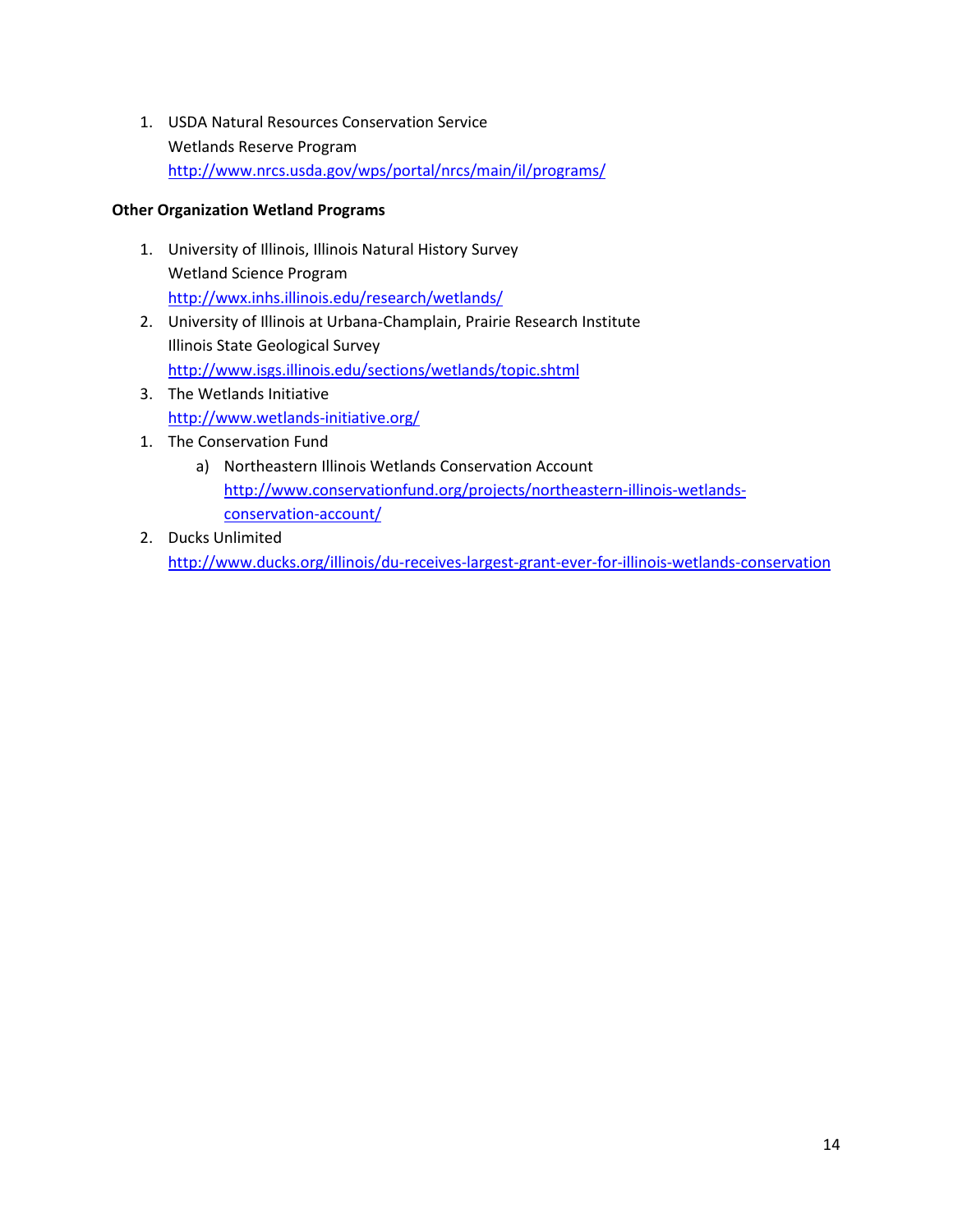1. USDA Natural Resources Conservation Service
   Wetlands Reserve Program
   http://www.nrcs.usda.gov/wps/portal/nrcs/main/il/programs/

**Other Organization Wetland Programs**

1. University of Illinois, Illinois Natural History Survey
   Wetland Science Program
   http://wwx.inhs.illinois.edu/research/wetlands/
2. University of Illinois at Urbana-Champlain, Prairie Research Institute
   Illinois State Geological Survey
   http://www.isgs.illinois.edu/sections/wetlands/topic.shtml
3. The Wetlands Initiative
   http://www.wetlands-initiative.org/

1. The Conservation Fund
   a) Northeastern Illinois Wetlands Conservation Account
      http://www.conservationfund.org/projects/northeastern-illinois-wetlands-conservation-account/
2. Ducks Unlimited
   http://www.ducks.org/illinois/du-receives-largest-grant-ever-for-illinois-wetlands-conservation